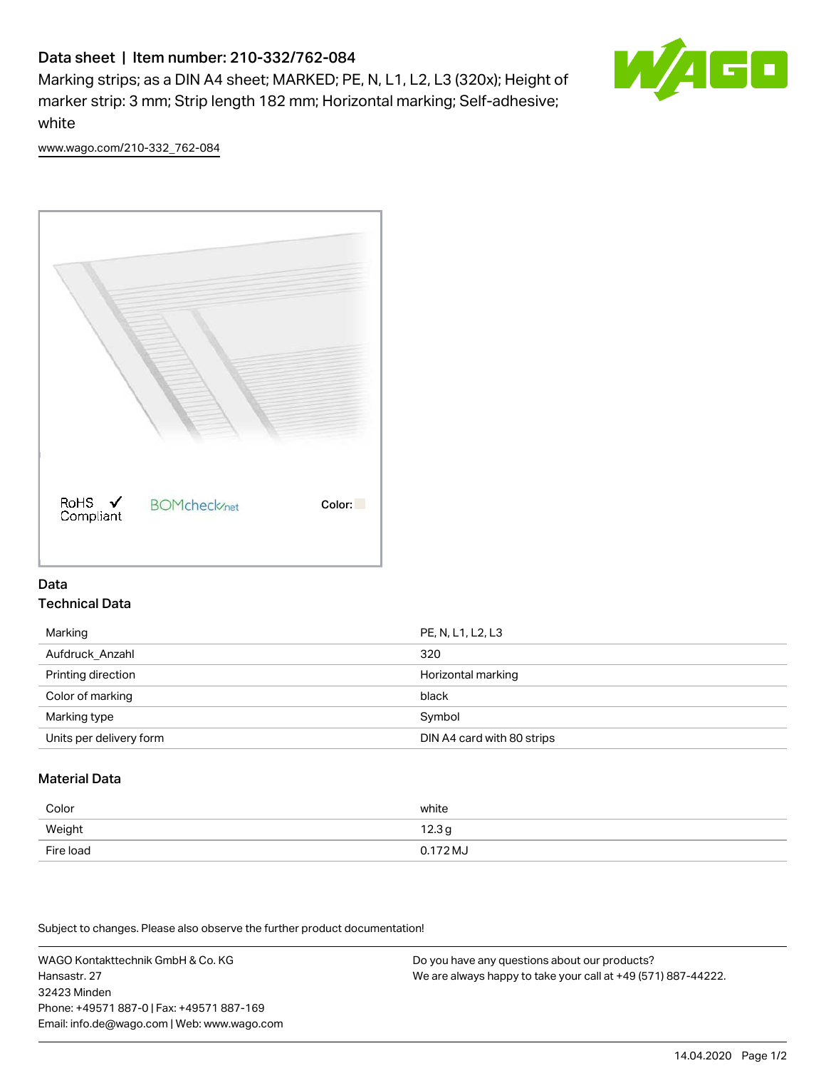# Data sheet | Item number: 210-332/762-084

Marking strips; as a DIN A4 sheet; MARKED; PE, N, L1, L2, L3 (320x); Height of marker strip: 3 mm; Strip length 182 mm; Horizontal marking; Self-adhesive; white

www.wago.com/210-332_762-084

RoHS ✓ Compliant    BOMcheck.net    Color:

## Data

### Technical Data

| Marking | PE, N, L1, L2, L3 |
|---|---|
| Aufdruck_Anzahl | 320 |
| Printing direction | Horizontal marking |
| Color of marking | black |
| Marking type | Symbol |
| Units per delivery form | DIN A4 card with 80 strips |

### Material Data

| Color | white |
|---|---|
| Weight | 12.3 g |
| Fire load | 0.172 MJ |

Subject to changes. Please also observe the further product documentation!

WAGO Kontakttechnik GmbH & Co. KG
Hansastr. 27
32423 Minden
Phone: +49571 887-0 | Fax: +49571 887-169
Email: info.de@wago.com | Web: www.wago.com

Do you have any questions about our products?
We are always happy to take your call at +49 (571) 887-44222.

14.04.2020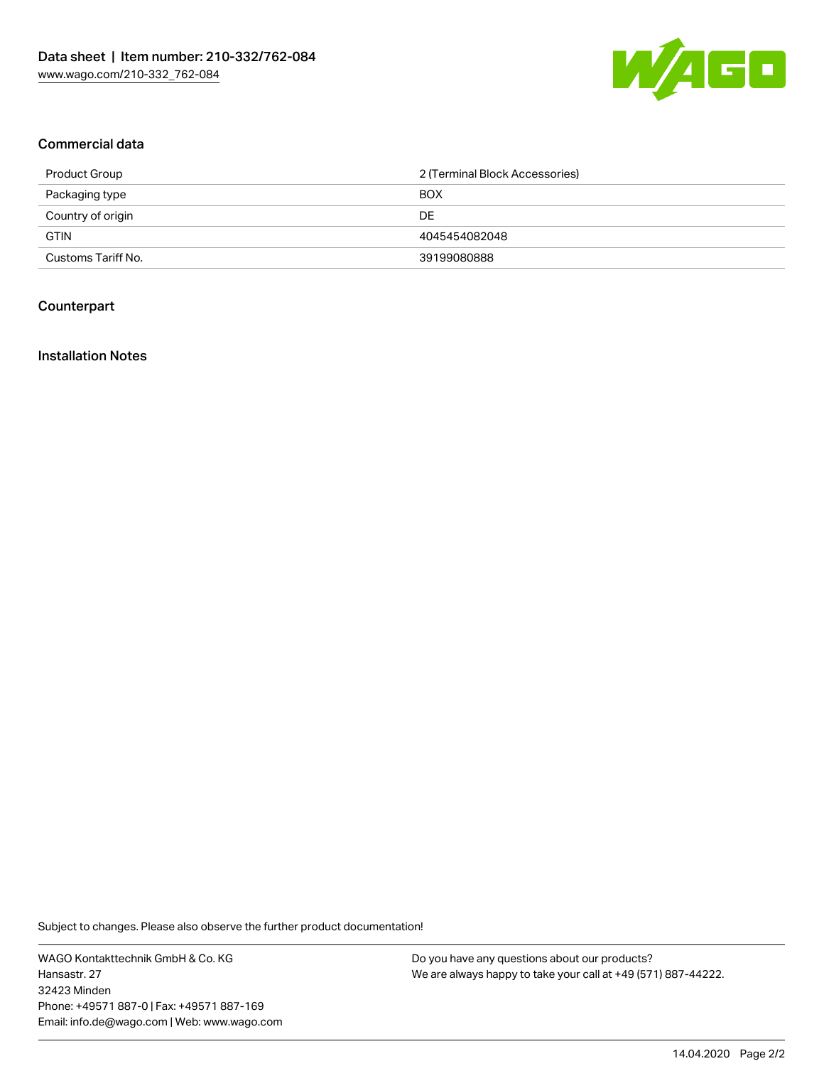## Commercial data

| | |
|---|---|
| Product Group | 2 (Terminal Block Accessories) |
| Packaging type | BOX |
| Country of origin | DE |
| GTIN | 4045454082048 |
| Customs Tariff No. | 39199080888 |

## Counterpart

## Installation Notes

Subject to changes. Please also observe the further product documentation!

WAGO Kontakttechnik GmbH & Co. KG
Hansastr. 27
32423 Minden
Phone: +49571 887-0 | Fax: +49571 887-169
Email: info.de@wago.com | Web: www.wago.com

Do you have any questions about our products?
We are always happy to take your call at +49 (571) 887-44222.

14.04.2020